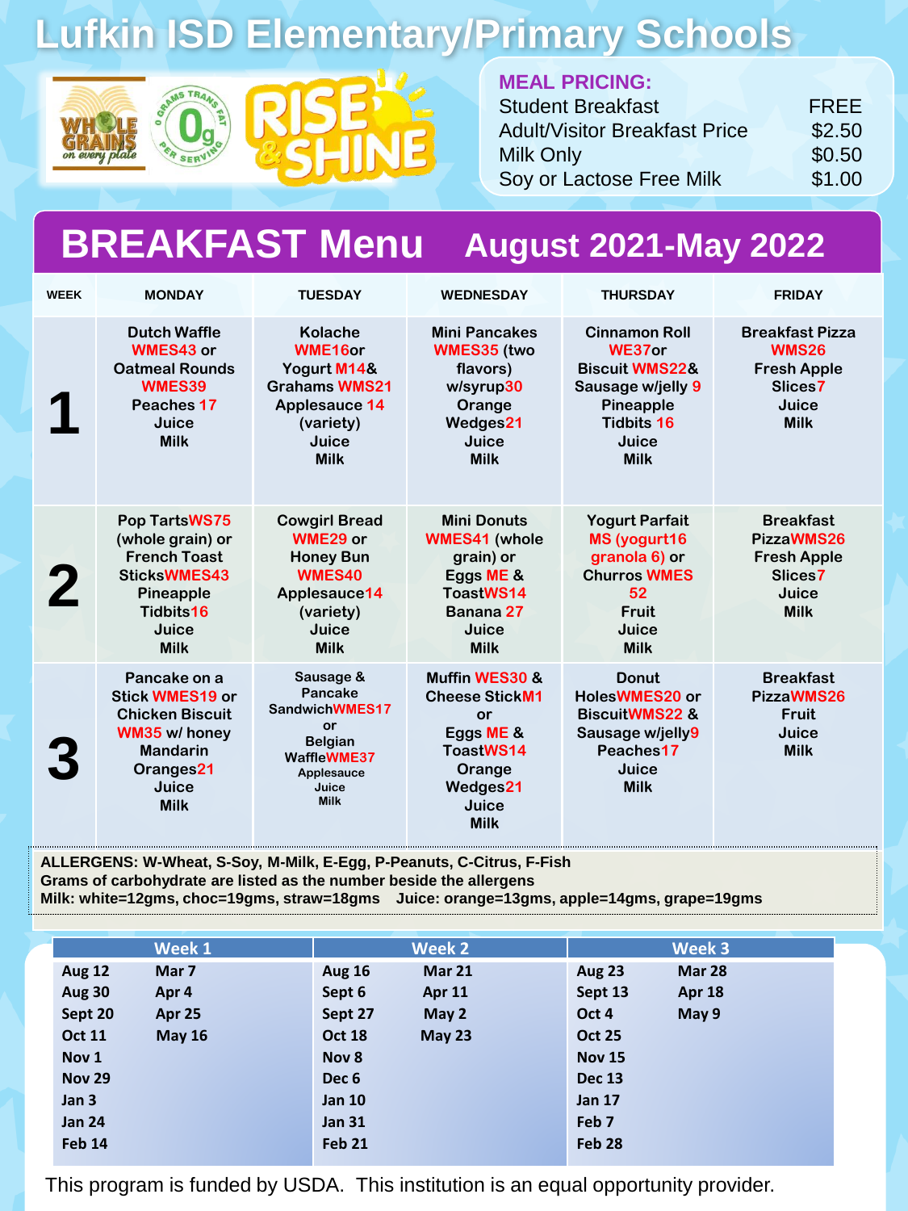# Lufkin ISD Elementary/Primary Schools

WHOLE GRAINS on every plate | 0 GRAMS TRANS FAT PER SERVING | RISE & SHINE

**MEAL PRICING:**

| | |
|---|---|
| Student Breakfast | FREE |
| Adult/Visitor Breakfast Price | $2.50 |
| Milk Only | $0.50 |
| Soy or Lactose Free Milk | $1.00 |

## BREAKFAST Menu August 2021-May 2022

| WEEK | MONDAY | TUESDAY | WEDNESDAY | THURSDAY | FRIDAY |
|---|---|---|---|---|---|
| 1 | Dutch Waffle WMES43 or Oatmeal Rounds WMES39 Peaches 17 Juice Milk | Kolache WME16 or Yogurt M14& Grahams WMS21 Applesauce 14 (variety) Juice Milk | Mini Pancakes WMES35 (two flavors) w/syrup30 Orange Wedges21 Juice Milk | Cinnamon Roll WE37 or Biscuit WMS22& Sausage w/jelly 9 Pineapple Tidbits 16 Juice Milk | Breakfast Pizza WMS26 Fresh Apple Slices7 Juice Milk |
| 2 | Pop Tarts WS75 (whole grain) or French Toast Sticks WMES43 Pineapple Tidbits16 Juice Milk | Cowgirl Bread WME29 or Honey Bun WMES40 Applesauce14 (variety) Juice Milk | Mini Donuts WMES41 (whole grain) or Eggs ME & Toast WS14 Banana 27 Juice Milk | Yogurt Parfait MS (yogurt16 granola 6) or Churros WMES 52 Fruit Juice Milk | Breakfast Pizza WMS26 Fresh Apple Slices7 Juice Milk |
| 3 | Pancake on a Stick WMES19 or Chicken Biscuit WM35 w/ honey Mandarin Oranges21 Juice Milk | Sausage & Pancake Sandwich WMES17 or Belgian Waffle WME37 Applesauce Juice Milk | Muffin WES30 & Cheese Stick M1 or Eggs ME & Toast WS14 Orange Wedges21 Juice Milk | Donut Holes WMES20 or Biscuit WMS22 & Sausage w/jelly9 Peaches17 Juice Milk | Breakfast Pizza WMS26 Fruit Juice Milk |

**ALLERGENS: W-Wheat, S-Soy, M-Milk, E-Egg, P-Peanuts, C-Citrus, F-Fish**
**Grams of carbohydrate are listed as the number beside the allergens**
**Milk: white=12gms, choc=19gms, straw=18gms Juice: orange=13gms, apple=14gms, grape=19gms**

| Week 1 | | Week 2 | | Week 3 | |
|---|---|---|---|---|---|
| Aug 12 | Mar 7 | Aug 16 | Mar 21 | Aug 23 | Mar 28 |
| Aug 30 | Apr 4 | Sept 6 | Apr 11 | Sept 13 | Apr 18 |
| Sept 20 | Apr 25 | Sept 27 | May 2 | Oct 4 | May 9 |
| Oct 11 | May 16 | Oct 18 | May 23 | Oct 25 | |
| Nov 1 | | Nov 8 | | Nov 15 | |
| Nov 29 | | Dec 6 | | Dec 13 | |
| Jan 3 | | Jan 10 | | Jan 17 | |
| Jan 24 | | Jan 31 | | Feb 7 | |
| Feb 14 | | Feb 21 | | Feb 28 | |

This program is funded by USDA. This institution is an equal opportunity provider.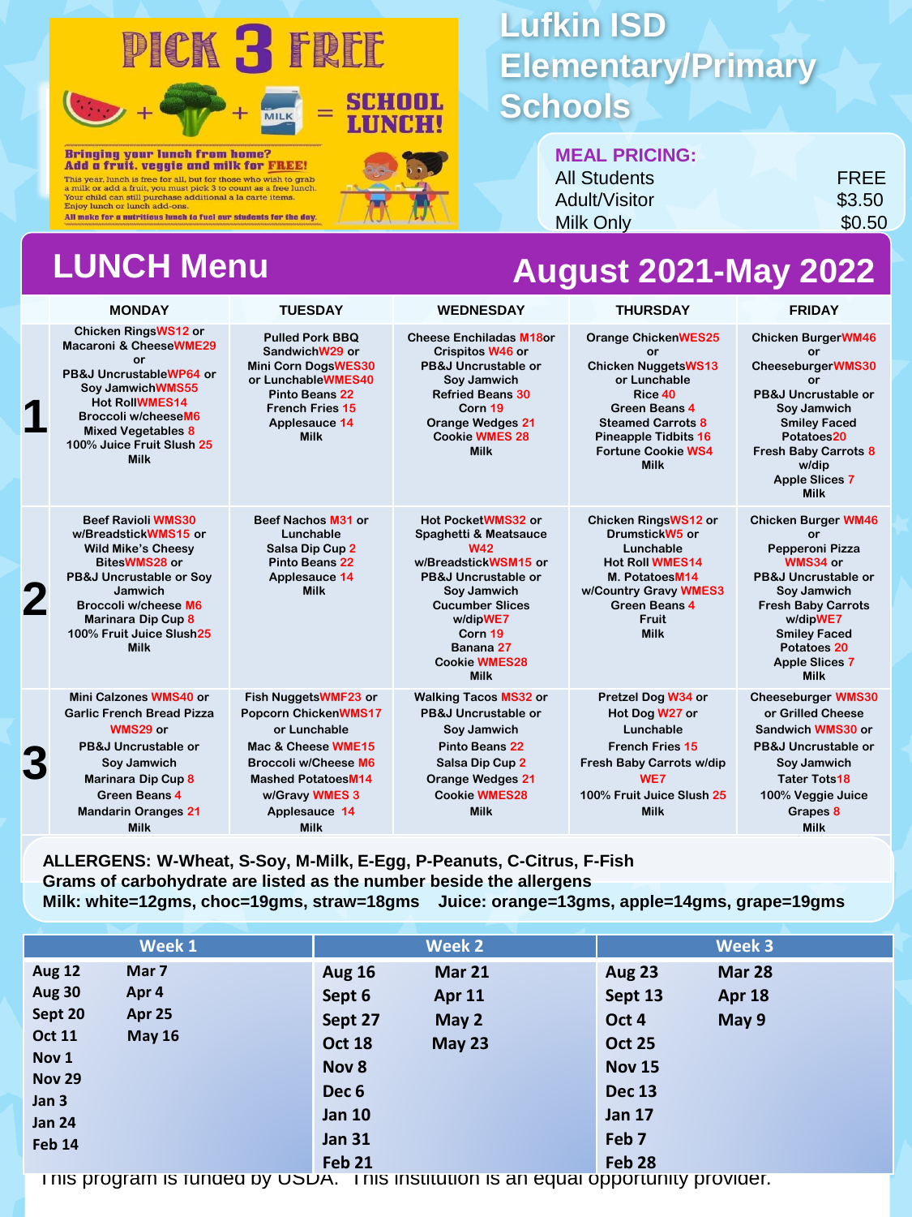**PICK 3 FREE**

Fruit + Veggie + Milk = **SCHOOL LUNCH!**

**Bringing your lunch from home?**
**Add a fruit, veggie and milk for FREE!**

This year, lunch is free for all, but for those who wish to grab a milk or add a fruit, you must pick 3 to count as a free lunch. Your child can still purchase additional a la carte items. Enjoy lunch or lunch add-ons.

**All make for a nutritious lunch to fuel our students for the day.**

# Lufkin ISD Elementary/Primary Schools

**MEAL PRICING:**

| | |
|---|---|
| All Students | FREE |
| Adult/Visitor | $3.50 |
| Milk Only | $0.50 |

## LUNCH Menu — August 2021-May 2022

| | MONDAY | TUESDAY | WEDNESDAY | THURSDAY | FRIDAY |
|---|---|---|---|---|---|
| **1** | Chicken Rings WS12 or Macaroni & Cheese WME29 or PB&J Uncrustable WP64 or Soy Jamwich WMS55<br>Hot Roll WMES14<br>Broccoli w/cheese M6<br>Mixed Vegetables 8<br>100% Juice Fruit Slush 25<br>Milk | Pulled Pork BBQ Sandwich W29 or Mini Corn Dogs WES30 or Lunchable WMES40<br>Pinto Beans 22<br>French Fries 15<br>Applesauce 14<br>Milk | Cheese Enchiladas M18 or Crispitos W46 or PB&J Uncrustable or Soy Jamwich<br>Refried Beans 30<br>Corn 19<br>Orange Wedges 21<br>Cookie WMES 28<br>Milk | Orange Chicken WES25 or Chicken Nuggets WS13 or Lunchable<br>Rice 40<br>Green Beans 4<br>Steamed Carrots 8<br>Pineapple Tidbits 16<br>Fortune Cookie WS4<br>Milk | Chicken Burger WM46 or Cheeseburger WMS30 or PB&J Uncrustable or Soy Jamwich<br>Smiley Faced Potatoes 20<br>Fresh Baby Carrots 8 w/dip<br>Apple Slices 7<br>Milk |
| **2** | Beef Ravioli WMS30 w/Breadstick WMS15 or Wild Mike's Cheesy Bites WMS28 or PB&J Uncrustable or Soy Jamwich<br>Broccoli w/cheese M6<br>Marinara Dip Cup 8<br>100% Fruit Juice Slush 25<br>Milk | Beef Nachos M31 or Lunchable<br>Salsa Dip Cup 2<br>Pinto Beans 22<br>Applesauce 14<br>Milk | Hot Pocket WMS32 or Spaghetti & Meatsauce W42 w/Breadstick WSM15 or PB&J Uncrustable or Soy Jamwich<br>Cucumber Slices w/dip WE7<br>Corn 19<br>Banana 27<br>Cookie WMES28<br>Milk | Chicken Rings WS12 or Drumstick W5 or Lunchable<br>Hot Roll WMES14<br>M. Potatoes M14 w/Country Gravy WMES3<br>Green Beans 4<br>Fruit<br>Milk | Chicken Burger WM46 or Pepperoni Pizza WMS34 or PB&J Uncrustable or Soy Jamwich<br>Fresh Baby Carrots w/dip WE7<br>Smiley Faced Potatoes 20<br>Apple Slices 7<br>Milk |
| **3** | Mini Calzones WMS40 or Garlic French Bread Pizza WMS29 or PB&J Uncrustable or Soy Jamwich<br>Marinara Dip Cup 8<br>Green Beans 4<br>Mandarin Oranges 21<br>Milk | Fish Nuggets WMF23 or Popcorn Chicken WMS17 or Lunchable<br>Mac & Cheese WME15<br>Broccoli w/Cheese M6<br>Mashed Potatoes M14 w/Gravy WMES 3<br>Applesauce 14<br>Milk | Walking Tacos MS32 or PB&J Uncrustable or Soy Jamwich<br>Pinto Beans 22<br>Salsa Dip Cup 2<br>Orange Wedges 21<br>Cookie WMES28<br>Milk | Pretzel Dog W34 or Hot Dog W27 or Lunchable<br>French Fries 15<br>Fresh Baby Carrots w/dip WE7<br>100% Fruit Juice Slush 25<br>Milk | Cheeseburger WMS30 or Grilled Cheese Sandwich WMS30 or PB&J Uncrustable or Soy Jamwich<br>Tater Tots 18<br>100% Veggie Juice<br>Grapes 8<br>Milk |

**ALLERGENS: W-Wheat, S-Soy, M-Milk, E-Egg, P-Peanuts, C-Citrus, F-Fish**
**Grams of carbohydrate are listed as the number beside the allergens**
**Milk: white=12gms, choc=19gms, straw=18gms   Juice: orange=13gms, apple=14gms, grape=19gms**

| Week 1 | | Week 2 | | Week 3 | |
|---|---|---|---|---|---|
| Aug 12 | Mar 7 | Aug 16 | Mar 21 | Aug 23 | Mar 28 |
| Aug 30 | Apr 4 | Sept 6 | Apr 11 | Sept 13 | Apr 18 |
| Sept 20 | Apr 25 | Sept 27 | May 2 | Oct 4 | May 9 |
| Oct 11 | May 16 | Oct 18 | May 23 | Oct 25 | |
| Nov 1 | | Nov 8 | | Nov 15 | |
| Nov 29 | | Dec 6 | | Dec 13 | |
| Jan 3 | | Jan 10 | | Jan 17 | |
| Jan 24 | | Jan 31 | | Feb 7 | |
| Feb 14 | | Feb 21 | | Feb 28 | |

This program is funded by USDA. This institution is an equal opportunity provider.